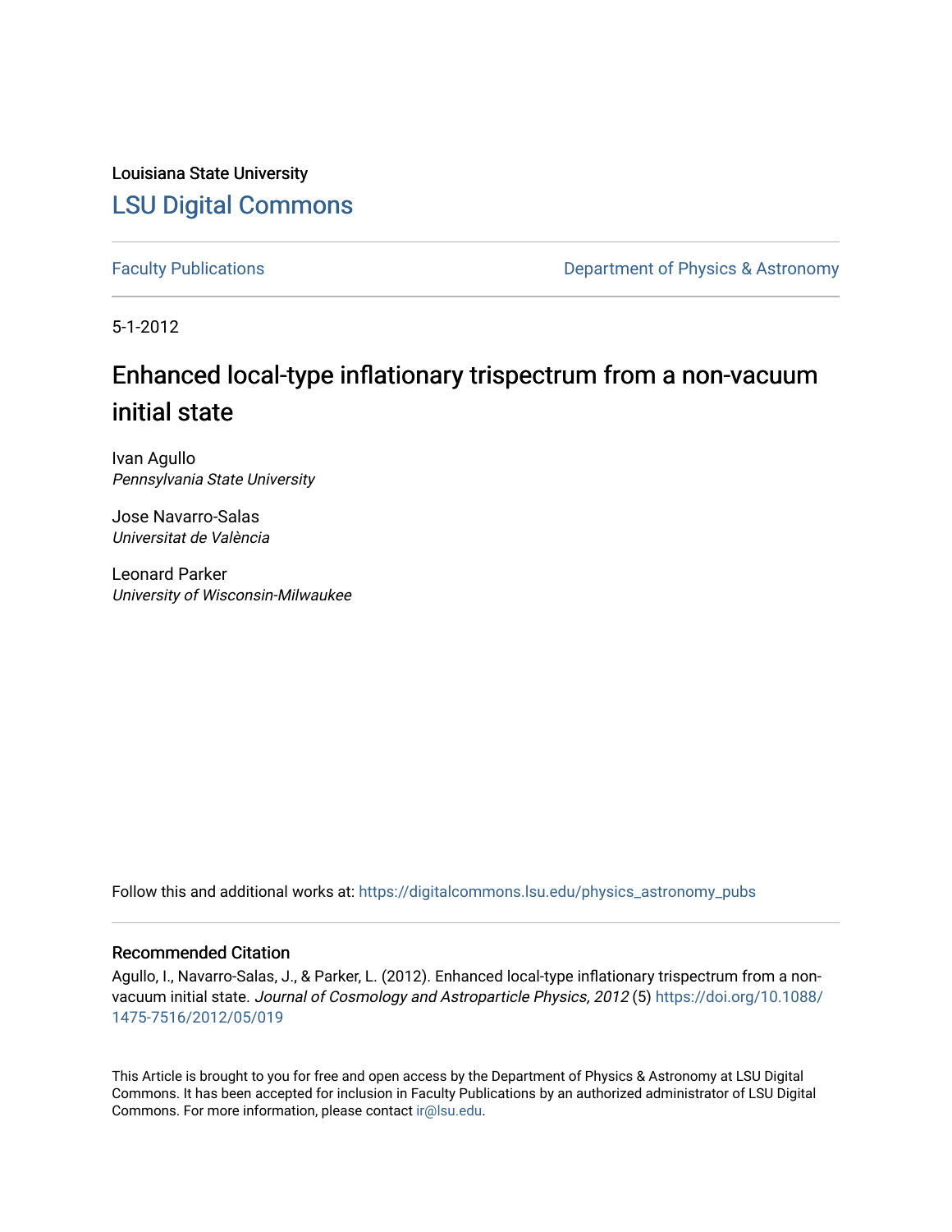Louisiana State University

[LSU Digital Commons](https://digitalcommons.lsu.edu/)

Faculty Publications | Department of Physics & Astronomy

5-1-2012

# Enhanced local-type inflationary trispectrum from a non-vacuum initial state

Ivan Agullo
*Pennsylvania State University*

Jose Navarro-Salas
*Universitat de València*

Leonard Parker
*University of Wisconsin-Milwaukee*

Follow this and additional works at: https://digitalcommons.lsu.edu/physics_astronomy_pubs

## Recommended Citation

Agullo, I., Navarro-Salas, J., & Parker, L. (2012). Enhanced local-type inflationary trispectrum from a non-vacuum initial state. *Journal of Cosmology and Astroparticle Physics, 2012* (5) https://doi.org/10.1088/1475-7516/2012/05/019

This Article is brought to you for free and open access by the Department of Physics & Astronomy at LSU Digital Commons. It has been accepted for inclusion in Faculty Publications by an authorized administrator of LSU Digital Commons. For more information, please contact ir@lsu.edu.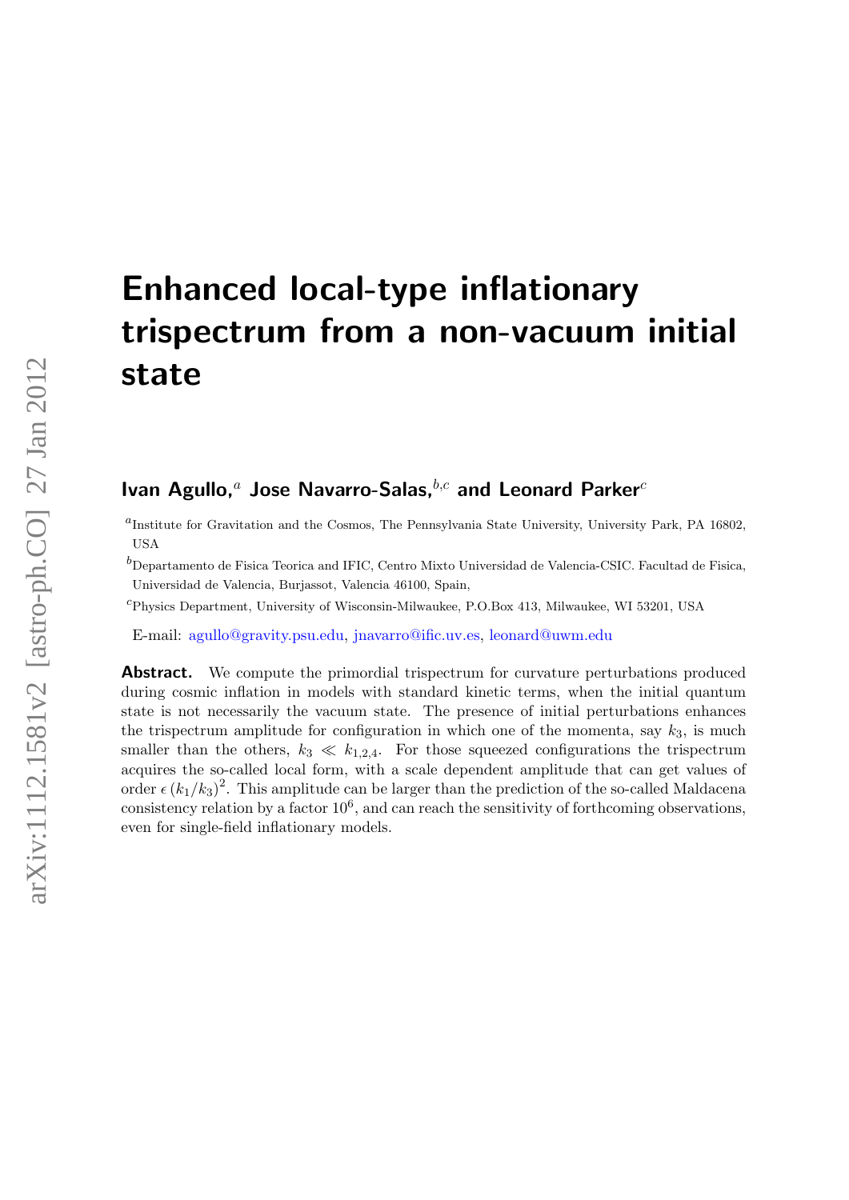# Enhanced local-type inflationary trispectrum from a non-vacuum initial state

**Ivan Agullo,**[a] **Jose Navarro-Salas,**[b,c] **and Leonard Parker**[c]

[a]Institute for Gravitation and the Cosmos, The Pennsylvania State University, University Park, PA 16802, USA

[b]Departamento de Fisica Teorica and IFIC, Centro Mixto Universidad de Valencia-CSIC. Facultad de Fisica, Universidad de Valencia, Burjassot, Valencia 46100, Spain,

[c]Physics Department, University of Wisconsin-Milwaukee, P.O.Box 413, Milwaukee, WI 53201, USA

E-mail: agullo@gravity.psu.edu, jnavarro@ific.uv.es, leonard@uwm.edu

**Abstract.** We compute the primordial trispectrum for curvature perturbations produced during cosmic inflation in models with standard kinetic terms, when the initial quantum state is not necessarily the vacuum state. The presence of initial perturbations enhances the trispectrum amplitude for configuration in which one of the momenta, say $k_3$, is much smaller than the others, $k_3 \ll k_{1,2,4}$. For those squeezed configurations the trispectrum acquires the so-called local form, with a scale dependent amplitude that can get values of order $\epsilon\,(k_1/k_3)^2$. This amplitude can be larger than the prediction of the so-called Maldacena consistency relation by a factor $10^6$, and can reach the sensitivity of forthcoming observations, even for single-field inflationary models.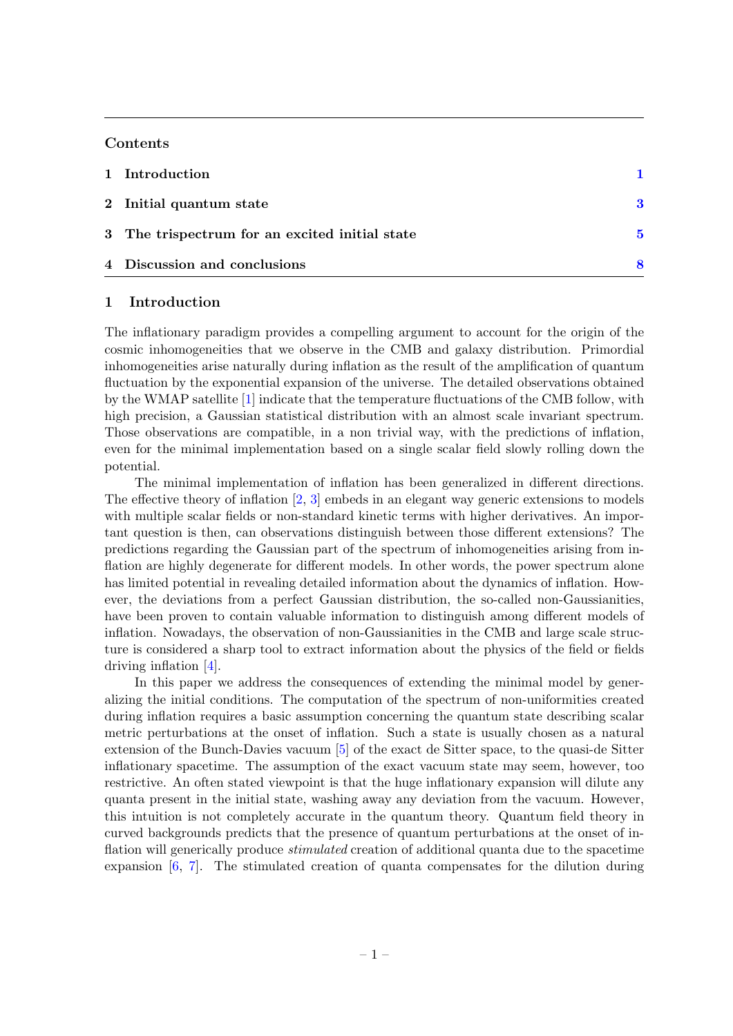## Contents

| | | |
|---|---|---|
| 1 | Introduction | 1 |
| 2 | Initial quantum state | 3 |
| 3 | The trispectrum for an excited initial state | 5 |
| 4 | Discussion and conclusions | 8 |

## 1 Introduction

The inflationary paradigm provides a compelling argument to account for the origin of the cosmic inhomogeneities that we observe in the CMB and galaxy distribution. Primordial inhomogeneities arise naturally during inflation as the result of the amplification of quantum fluctuation by the exponential expansion of the universe. The detailed observations obtained by the WMAP satellite [1] indicate that the temperature fluctuations of the CMB follow, with high precision, a Gaussian statistical distribution with an almost scale invariant spectrum. Those observations are compatible, in a non trivial way, with the predictions of inflation, even for the minimal implementation based on a single scalar field slowly rolling down the potential.

The minimal implementation of inflation has been generalized in different directions. The effective theory of inflation [2, 3] embeds in an elegant way generic extensions to models with multiple scalar fields or non-standard kinetic terms with higher derivatives. An important question is then, can observations distinguish between those different extensions? The predictions regarding the Gaussian part of the spectrum of inhomogeneities arising from inflation are highly degenerate for different models. In other words, the power spectrum alone has limited potential in revealing detailed information about the dynamics of inflation. However, the deviations from a perfect Gaussian distribution, the so-called non-Gaussianities, have been proven to contain valuable information to distinguish among different models of inflation. Nowadays, the observation of non-Gaussianities in the CMB and large scale structure is considered a sharp tool to extract information about the physics of the field or fields driving inflation [4].

In this paper we address the consequences of extending the minimal model by generalizing the initial conditions. The computation of the spectrum of non-uniformities created during inflation requires a basic assumption concerning the quantum state describing scalar metric perturbations at the onset of inflation. Such a state is usually chosen as a natural extension of the Bunch-Davies vacuum [5] of the exact de Sitter space, to the quasi-de Sitter inflationary spacetime. The assumption of the exact vacuum state may seem, however, too restrictive. An often stated viewpoint is that the huge inflationary expansion will dilute any quanta present in the initial state, washing away any deviation from the vacuum. However, this intuition is not completely accurate in the quantum theory. Quantum field theory in curved backgrounds predicts that the presence of quantum perturbations at the onset of inflation will generically produce *stimulated* creation of additional quanta due to the spacetime expansion [6, 7]. The stimulated creation of quanta compensates for the dilution during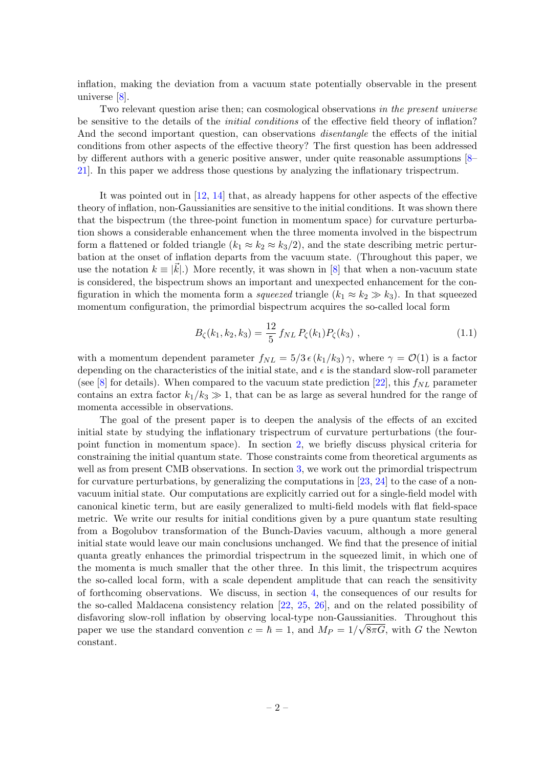inflation, making the deviation from a vacuum state potentially observable in the present universe [8].

Two relevant question arise then; can cosmological observations *in the present universe* be sensitive to the details of the *initial conditions* of the effective field theory of inflation? And the second important question, can observations *disentangle* the effects of the initial conditions from other aspects of the effective theory? The first question has been addressed by different authors with a generic positive answer, under quite reasonable assumptions [8–21]. In this paper we address those questions by analyzing the inflationary trispectrum.

It was pointed out in [12, 14] that, as already happens for other aspects of the effective theory of inflation, non-Gaussianities are sensitive to the initial conditions. It was shown there that the bispectrum (the three-point function in momentum space) for curvature perturbation shows a considerable enhancement when the three momenta involved in the bispectrum form a flattened or folded triangle ($k_1 \approx k_2 \approx k_3/2$), and the state describing metric perturbation at the onset of inflation departs from the vacuum state. (Throughout this paper, we use the notation $k \equiv |\vec{k}|$.) More recently, it was shown in [8] that when a non-vacuum state is considered, the bispectrum shows an important and unexpected enhancement for the configuration in which the momenta form a *squeezed* triangle ($k_1 \approx k_2 \gg k_3$). In that squeezed momentum configuration, the primordial bispectrum acquires the so-called local form

$$B_\zeta(k_1, k_2, k_3) = \frac{12}{5} f_{NL} \, P_\zeta(k_1) P_\zeta(k_3) \ , \tag{1.1}$$

with a momentum dependent parameter $f_{NL} = 5/3 \, \epsilon \, (k_1/k_3) \, \gamma$, where $\gamma = \mathcal{O}(1)$ is a factor depending on the characteristics of the initial state, and $\epsilon$ is the standard slow-roll parameter (see [8] for details). When compared to the vacuum state prediction [22], this $f_{NL}$ parameter contains an extra factor $k_1/k_3 \gg 1$, that can be as large as several hundred for the range of momenta accessible in observations.

The goal of the present paper is to deepen the analysis of the effects of an excited initial state by studying the inflationary trispectrum of curvature perturbations (the four-point function in momentum space). In section 2, we briefly discuss physical criteria for constraining the initial quantum state. Those constraints come from theoretical arguments as well as from present CMB observations. In section 3, we work out the primordial trispectrum for curvature perturbations, by generalizing the computations in [23, 24] to the case of a non-vacuum initial state. Our computations are explicitly carried out for a single-field model with canonical kinetic term, but are easily generalized to multi-field models with flat field-space metric. We write our results for initial conditions given by a pure quantum state resulting from a Bogolubov transformation of the Bunch-Davies vacuum, although a more general initial state would leave our main conclusions unchanged. We find that the presence of initial quanta greatly enhances the primordial trispectrum in the squeezed limit, in which one of the momenta is much smaller that the other three. In this limit, the trispectrum acquires the so-called local form, with a scale dependent amplitude that can reach the sensitivity of forthcoming observations. We discuss, in section 4, the consequences of our results for the so-called Maldacena consistency relation [22, 25, 26], and on the related possibility of disfavoring slow-roll inflation by observing local-type non-Gaussianities. Throughout this paper we use the standard convention $c = \hbar = 1$, and $M_P = 1/\sqrt{8\pi G}$, with $G$ the Newton constant.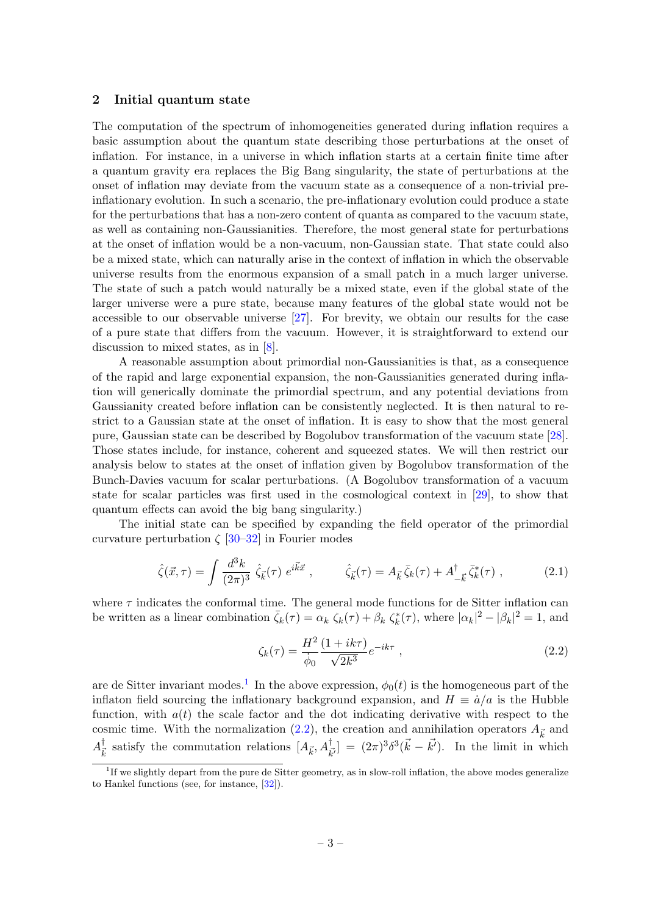## 2 Initial quantum state

The computation of the spectrum of inhomogeneities generated during inflation requires a basic assumption about the quantum state describing those perturbations at the onset of inflation. For instance, in a universe in which inflation starts at a certain finite time after a quantum gravity era replaces the Big Bang singularity, the state of perturbations at the onset of inflation may deviate from the vacuum state as a consequence of a non-trivial pre-inflationary evolution. In such a scenario, the pre-inflationary evolution could produce a state for the perturbations that has a non-zero content of quanta as compared to the vacuum state, as well as containing non-Gaussianities. Therefore, the most general state for perturbations at the onset of inflation would be a non-vacuum, non-Gaussian state. That state could also be a mixed state, which can naturally arise in the context of inflation in which the observable universe results from the enormous expansion of a small patch in a much larger universe. The state of such a patch would naturally be a mixed state, even if the global state of the larger universe were a pure state, because many features of the global state would not be accessible to our observable universe [27]. For brevity, we obtain our results for the case of a pure state that differs from the vacuum. However, it is straightforward to extend our discussion to mixed states, as in [8].

A reasonable assumption about primordial non-Gaussianities is that, as a consequence of the rapid and large exponential expansion, the non-Gaussianities generated during inflation will generically dominate the primordial spectrum, and any potential deviations from Gaussianity created before inflation can be consistently neglected. It is then natural to restrict to a Gaussian state at the onset of inflation. It is easy to show that the most general pure, Gaussian state can be described by Bogolubov transformation of the vacuum state [28]. Those states include, for instance, coherent and squeezed states. We will then restrict our analysis below to states at the onset of inflation given by Bogolubov transformation of the Bunch-Davies vacuum for scalar perturbations. (A Bogolubov transformation of a vacuum state for scalar particles was first used in the cosmological context in [29], to show that quantum effects can avoid the big bang singularity.)

The initial state can be specified by expanding the field operator of the primordial curvature perturbation $\zeta$ [30–32] in Fourier modes

$$\hat{\zeta}(\vec{x},\tau) = \int \frac{d^3k}{(2\pi)^3}\, \hat{\zeta}_{\vec{k}}(\tau)\, e^{i\vec{k}\vec{x}} \ , \qquad \hat{\zeta}_{\vec{k}}(\tau) = A_{\vec{k}}\, \bar{\zeta}_k(\tau) + A^\dagger_{-\vec{k}}\, \bar{\zeta}^*_k(\tau) \ , \tag{2.1}$$

where $\tau$ indicates the conformal time. The general mode functions for de Sitter inflation can be written as a linear combination $\bar{\zeta}_k(\tau) = \alpha_k\, \zeta_k(\tau) + \beta_k\, \zeta^*_k(\tau)$, where $|\alpha_k|^2 - |\beta_k|^2 = 1$, and

$$\zeta_k(\tau) = \frac{H^2}{\dot{\phi}_0} \frac{(1+ik\tau)}{\sqrt{2k^3}} e^{-ik\tau} \ , \tag{2.2}$$

are de Sitter invariant modes.[1] In the above expression, $\phi_0(t)$ is the homogeneous part of the inflaton field sourcing the inflationary background expansion, and $H \equiv \dot{a}/a$ is the Hubble function, with $a(t)$ the scale factor and the dot indicating derivative with respect to the cosmic time. With the normalization (2.2), the creation and annihilation operators $A_{\vec{k}}$ and $A^\dagger_{\vec{k}}$ satisfy the commutation relations $[A_{\vec{k}}, A^\dagger_{\vec{k}'}] = (2\pi)^3 \delta^3(\vec{k} - \vec{k}')$. In the limit in which

[1] If we slightly depart from the pure de Sitter geometry, as in slow-roll inflation, the above modes generalize to Hankel functions (see, for instance, [32]).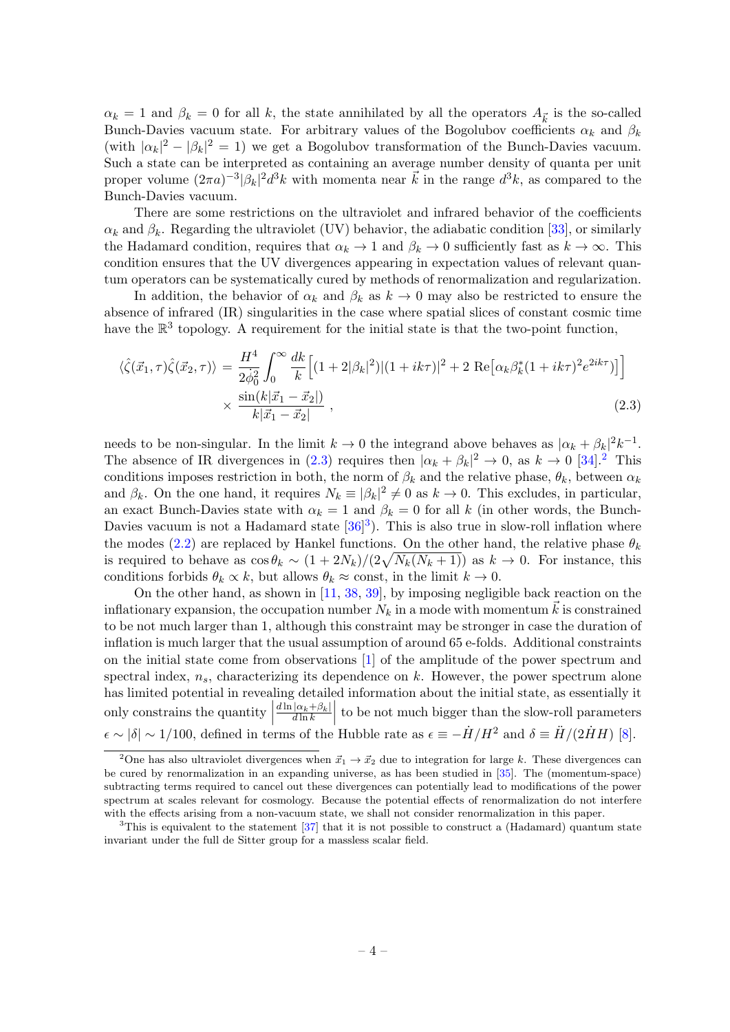$\alpha_k = 1$ and $\beta_k = 0$ for all $k$, the state annihilated by all the operators $A_{\vec{k}}$ is the so-called Bunch-Davies vacuum state. For arbitrary values of the Bogolubov coefficients $\alpha_k$ and $\beta_k$ (with $|\alpha_k|^2 - |\beta_k|^2 = 1$) we get a Bogolubov transformation of the Bunch-Davies vacuum. Such a state can be interpreted as containing an average number density of quanta per unit proper volume $(2\pi a)^{-3}|\beta_k|^2 d^3k$ with momenta near $\vec{k}$ in the range $d^3k$, as compared to the Bunch-Davies vacuum.

There are some restrictions on the ultraviolet and infrared behavior of the coefficients $\alpha_k$ and $\beta_k$. Regarding the ultraviolet (UV) behavior, the adiabatic condition [33], or similarly the Hadamard condition, requires that $\alpha_k \to 1$ and $\beta_k \to 0$ sufficiently fast as $k \to \infty$. This condition ensures that the UV divergences appearing in expectation values of relevant quantum operators can be systematically cured by methods of renormalization and regularization.

In addition, the behavior of $\alpha_k$ and $\beta_k$ as $k \to 0$ may also be restricted to ensure the absence of infrared (IR) singularities in the case where spatial slices of constant cosmic time have the $\mathbb{R}^3$ topology. A requirement for the initial state is that the two-point function,

$$\langle \hat{\zeta}(\vec{x}_1, \tau)\hat{\zeta}(\vec{x}_2, \tau)\rangle = \frac{H^4}{2\dot{\phi}_0^2}\int_0^\infty \frac{dk}{k}\Big[(1+2|\beta_k|^2)|(1+ik\tau)|^2 + 2\,\mathrm{Re}\big[\alpha_k\beta_k^*(1+ik\tau)^2 e^{2ik\tau}\big]\Big] \times \frac{\sin(k|\vec{x}_1 - \vec{x}_2|)}{k|\vec{x}_1 - \vec{x}_2|}\,, \tag{2.3}$$

needs to be non-singular. In the limit $k \to 0$ the integrand above behaves as $|\alpha_k + \beta_k|^2 k^{-1}$. The absence of IR divergences in (2.3) requires then $|\alpha_k + \beta_k|^2 \to 0$, as $k \to 0$ [34].[2] This conditions imposes restriction in both, the norm of $\beta_k$ and the relative phase, $\theta_k$, between $\alpha_k$ and $\beta_k$. On the one hand, it requires $N_k \equiv |\beta_k|^2 \neq 0$ as $k \to 0$. This excludes, in particular, an exact Bunch-Davies state with $\alpha_k = 1$ and $\beta_k = 0$ for all $k$ (in other words, the Bunch-Davies vacuum is not a Hadamard state [36][3]). This is also true in slow-roll inflation where the modes (2.2) are replaced by Hankel functions. On the other hand, the relative phase $\theta_k$ is required to behave as $\cos\theta_k \sim (1+2N_k)/(2\sqrt{N_k(N_k+1)})$ as $k \to 0$. For instance, this conditions forbids $\theta_k \propto k$, but allows $\theta_k \approx \text{const}$, in the limit $k \to 0$.

On the other hand, as shown in [11, 38, 39], by imposing negligible back reaction on the inflationary expansion, the occupation number $N_k$ in a mode with momentum $\vec{k}$ is constrained to be not much larger than 1, although this constraint may be stronger in case the duration of inflation is much larger that the usual assumption of around 65 e-folds. Additional constraints on the initial state come from observations [1] of the amplitude of the power spectrum and spectral index, $n_s$, characterizing its dependence on $k$. However, the power spectrum alone has limited potential in revealing detailed information about the initial state, as essentially it only constrains the quantity $\left|\frac{d\ln|\alpha_k+\beta_k|}{d\ln k}\right|$ to be not much bigger than the slow-roll parameters $\epsilon \sim |\delta| \sim 1/100$, defined in terms of the Hubble rate as $\epsilon \equiv -\dot{H}/H^2$ and $\delta \equiv \ddot{H}/(2\dot{H}H)$ [8].

[2] One has also ultraviolet divergences when $\vec{x}_1 \to \vec{x}_2$ due to integration for large $k$. These divergences can be cured by renormalization in an expanding universe, as has been studied in [35]. The (momentum-space) subtracting terms required to cancel out these divergences can potentially lead to modifications of the power spectrum at scales relevant for cosmology. Because the potential effects of renormalization do not interfere with the effects arising from a non-vacuum state, we shall not consider renormalization in this paper.

[3] This is equivalent to the statement [37] that it is not possible to construct a (Hadamard) quantum state invariant under the full de Sitter group for a massless scalar field.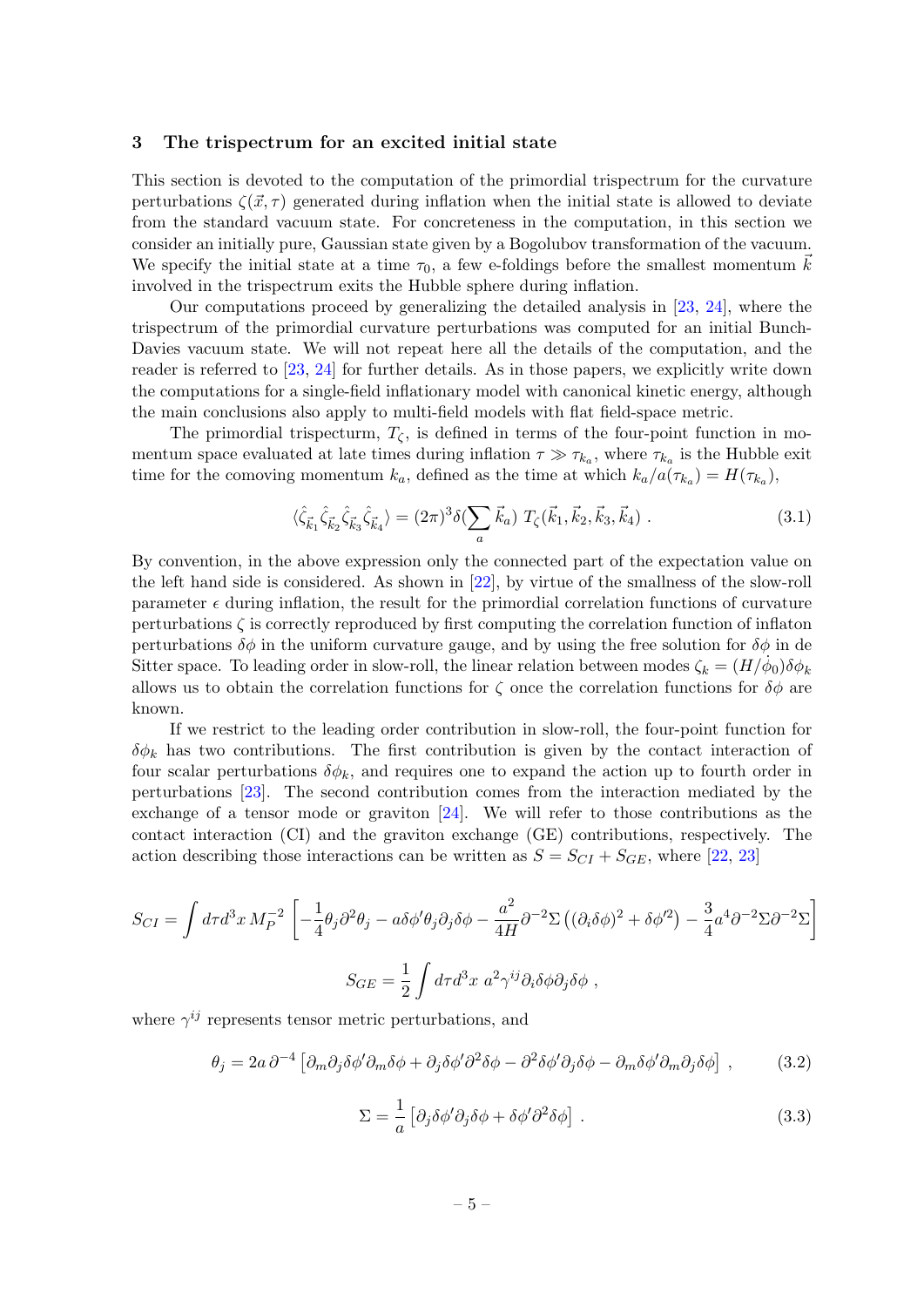## 3 The trispectrum for an excited initial state

This section is devoted to the computation of the primordial trispectrum for the curvature perturbations $\zeta(\vec{x},\tau)$ generated during inflation when the initial state is allowed to deviate from the standard vacuum state. For concreteness in the computation, in this section we consider an initially pure, Gaussian state given by a Bogolubov transformation of the vacuum. We specify the initial state at a time $\tau_0$, a few e-foldings before the smallest momentum $\vec{k}$ involved in the trispectrum exits the Hubble sphere during inflation.

Our computations proceed by generalizing the detailed analysis in [23, 24], where the trispectrum of the primordial curvature perturbations was computed for an initial Bunch-Davies vacuum state. We will not repeat here all the details of the computation, and the reader is referred to [23, 24] for further details. As in those papers, we explicitly write down the computations for a single-field inflationary model with canonical kinetic energy, although the main conclusions also apply to multi-field models with flat field-space metric.

The primordial trispecturm, $T_\zeta$, is defined in terms of the four-point function in momentum space evaluated at late times during inflation $\tau \gg \tau_{k_a}$, where $\tau_{k_a}$ is the Hubble exit time for the comoving momentum $k_a$, defined as the time at which $k_a/a(\tau_{k_a}) = H(\tau_{k_a})$,

$$
\langle \hat{\zeta}_{\vec{k}_1}\hat{\zeta}_{\vec{k}_2}\hat{\zeta}_{\vec{k}_3}\hat{\zeta}_{\vec{k}_4}\rangle = (2\pi)^3\delta(\sum_a \vec{k}_a)\; T_\zeta(\vec{k}_1,\vec{k}_2,\vec{k}_3,\vec{k}_4)\;. \tag{3.1}
$$

By convention, in the above expression only the connected part of the expectation value on the left hand side is considered. As shown in [22], by virtue of the smallness of the slow-roll parameter $\epsilon$ during inflation, the result for the primordial correlation functions of curvature perturbations $\zeta$ is correctly reproduced by first computing the correlation function of inflaton perturbations $\delta\phi$ in the uniform curvature gauge, and by using the free solution for $\delta\phi$ in de Sitter space. To leading order in slow-roll, the linear relation between modes $\zeta_k = (H/\dot{\phi}_0)\delta\phi_k$ allows us to obtain the correlation functions for $\zeta$ once the correlation functions for $\delta\phi$ are known.

If we restrict to the leading order contribution in slow-roll, the four-point function for $\delta\phi_k$ has two contributions. The first contribution is given by the contact interaction of four scalar perturbations $\delta\phi_k$, and requires one to expand the action up to fourth order in perturbations [23]. The second contribution comes from the interaction mediated by the exchange of a tensor mode or graviton [24]. We will refer to those contributions as the contact interaction (CI) and the graviton exchange (GE) contributions, respectively. The action describing those interactions can be written as $S = S_{CI} + S_{GE}$, where [22, 23]

$$
S_{CI} = \int d\tau d^3x\, M_P^{-2}\left[-\frac{1}{4}\theta_j\partial^2\theta_j - a\delta\phi'\theta_j\partial_j\delta\phi - \frac{a^2}{4H}\partial^{-2}\Sigma\left((\partial_i\delta\phi)^2+\delta\phi'^2\right) - \frac{3}{4}a^4\partial^{-2}\Sigma\partial^{-2}\Sigma\right]
$$

$$
S_{GE} = \frac{1}{2}\int d\tau d^3x\; a^2\gamma^{ij}\partial_i\delta\phi\partial_j\delta\phi\;,
$$

where $\gamma^{ij}$ represents tensor metric perturbations, and

$$
\theta_j = 2a\,\partial^{-4}\left[\partial_m\partial_j\delta\phi'\partial_m\delta\phi + \partial_j\delta\phi'\partial^2\delta\phi - \partial^2\delta\phi'\partial_j\delta\phi - \partial_m\delta\phi'\partial_m\partial_j\delta\phi\right]\;, \tag{3.2}
$$

$$
\Sigma = \frac{1}{a}\left[\partial_j\delta\phi'\partial_j\delta\phi + \delta\phi'\partial^2\delta\phi\right]\;. \tag{3.3}
$$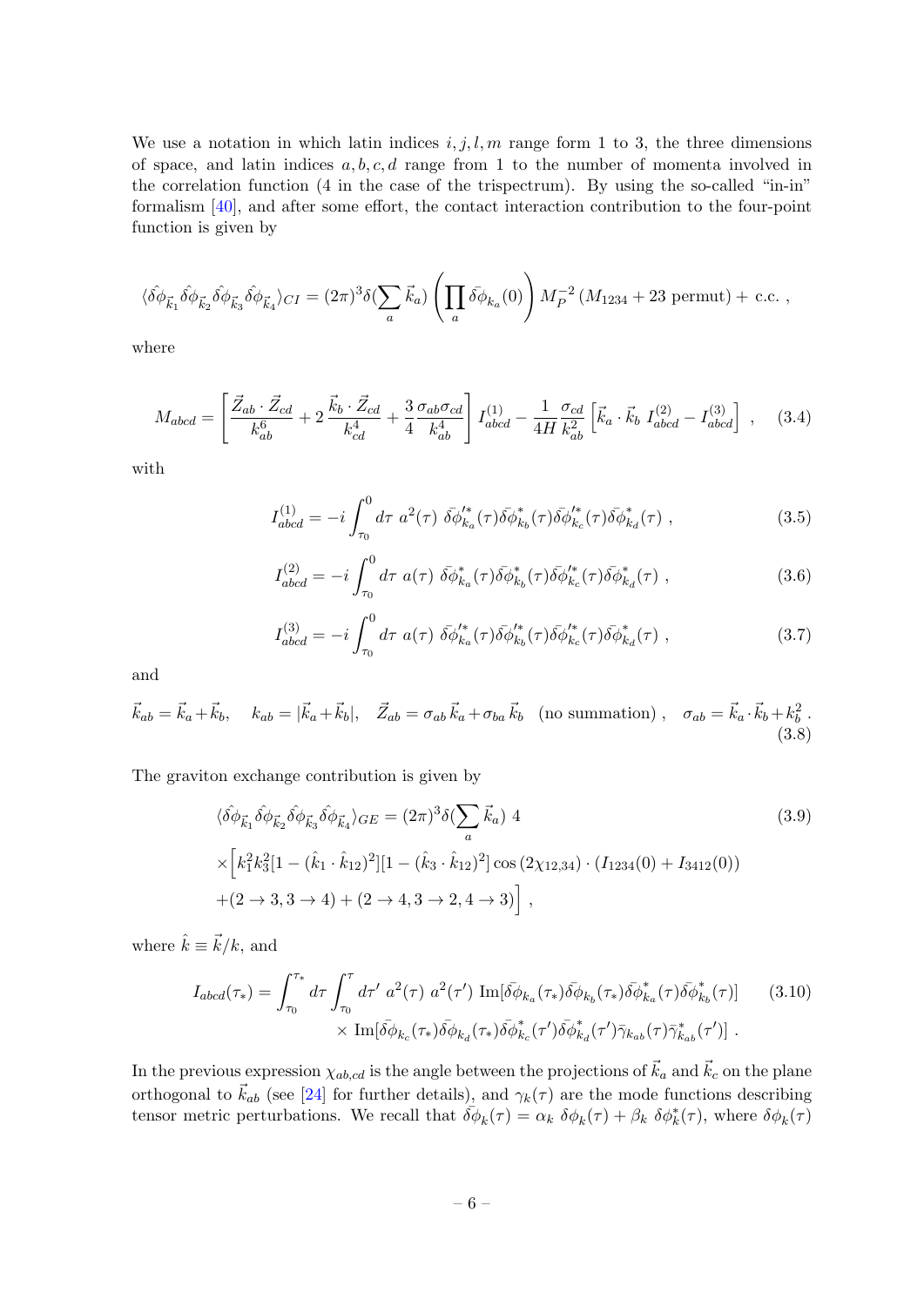We use a notation in which latin indices $i, j, l, m$ range form 1 to 3, the three dimensions of space, and latin indices $a, b, c, d$ range from 1 to the number of momenta involved in the correlation function (4 in the case of the trispectrum). By using the so-called "in-in" formalism [40], and after some effort, the contact interaction contribution to the four-point function is given by

$$\langle \hat{\delta\phi}_{\vec{k}_1} \hat{\delta\phi}_{\vec{k}_2} \hat{\delta\phi}_{\vec{k}_3} \hat{\delta\phi}_{\vec{k}_4} \rangle_{CI} = (2\pi)^3 \delta(\sum_a \vec{k}_a) \left( \prod_a \bar{\delta\phi}_{k_a}(0) \right) M_P^{-2} \left( M_{1234} + 23 \text{ permut} \right) + \text{ c.c. },$$

where

$$M_{abcd} = \left[ \frac{\vec{Z}_{ab} \cdot \vec{Z}_{cd}}{k_{ab}^6} + 2 \frac{\vec{k}_b \cdot \vec{Z}_{cd}}{k_{cd}^4} + \frac{3}{4} \frac{\sigma_{ab} \sigma_{cd}}{k_{ab}^4} \right] I_{abcd}^{(1)} - \frac{1}{4H} \frac{\sigma_{cd}}{k_{ab}^2} \left[ \vec{k}_a \cdot \vec{k}_b \; I_{abcd}^{(2)} - I_{abcd}^{(3)} \right] , \tag{3.4}$$

with

$$I_{abcd}^{(1)} = -i \int_{\tau_0}^{0} d\tau \; a^2(\tau) \; \bar{\delta\phi}_{k_a}^{\prime *}(\tau) \bar{\delta\phi}_{k_b}^{*}(\tau) \bar{\delta\phi}_{k_c}^{\prime *}(\tau) \bar{\delta\phi}_{k_d}^{*}(\tau) \; , \tag{3.5}$$

$$I_{abcd}^{(2)} = -i \int_{\tau_0}^{0} d\tau \; a(\tau) \; \bar{\delta\phi}_{k_a}^{*}(\tau) \bar{\delta\phi}_{k_b}^{*}(\tau) \bar{\delta\phi}_{k_c}^{\prime *}(\tau) \bar{\delta\phi}_{k_d}^{*}(\tau) \; , \tag{3.6}$$

$$I_{abcd}^{(3)} = -i \int_{\tau_0}^{0} d\tau \; a(\tau) \; \bar{\delta\phi}_{k_a}^{\prime *}(\tau) \bar{\delta\phi}_{k_b}^{\prime *}(\tau) \bar{\delta\phi}_{k_c}^{\prime *}(\tau) \bar{\delta\phi}_{k_d}^{*}(\tau) \; , \tag{3.7}$$

and

$$\vec{k}_{ab} = \vec{k}_a + \vec{k}_b, \quad k_{ab} = |\vec{k}_a + \vec{k}_b|, \quad \vec{Z}_{ab} = \sigma_{ab} \, \vec{k}_a + \sigma_{ba} \, \vec{k}_b \;\; \text{(no summation)} \; , \quad \sigma_{ab} = \vec{k}_a \cdot \vec{k}_b + k_b^2 \; . \tag{3.8}$$

The graviton exchange contribution is given by

$$\begin{aligned} \langle \hat{\delta\phi}_{\vec{k}_1} \hat{\delta\phi}_{\vec{k}_2} \hat{\delta\phi}_{\vec{k}_3} \hat{\delta\phi}_{\vec{k}_4} \rangle_{GE} &= (2\pi)^3 \delta(\sum_a \vec{k}_a) \; 4 \\ &\times \Big[ k_1^2 k_3^2 [1 - (\hat{k}_1 \cdot \hat{k}_{12})^2][1 - (\hat{k}_3 \cdot \hat{k}_{12})^2] \cos(2\chi_{12,34}) \cdot (I_{1234}(0) + I_{3412}(0)) \\ &+ (2 \to 3, 3 \to 4) + (2 \to 4, 3 \to 2, 4 \to 3) \Big] \; , \end{aligned} \tag{3.9}$$

where $\hat{k} \equiv \vec{k}/k$, and

$$\begin{aligned} I_{abcd}(\tau_*) = \int_{\tau_0}^{\tau_*} d\tau \int_{\tau_0}^{\tau} d\tau' \; a^2(\tau) \; a^2(\tau') \; \text{Im}[\bar{\delta\phi}_{k_a}(\tau_*) \bar{\delta\phi}_{k_b}(\tau_*) \bar{\delta\phi}_{k_a}^{*}(\tau) \bar{\delta\phi}_{k_b}^{*}(\tau)] \\ \times \; \text{Im}[\bar{\delta\phi}_{k_c}(\tau_*) \bar{\delta\phi}_{k_d}(\tau_*) \bar{\delta\phi}_{k_c}^{*}(\tau') \bar{\delta\phi}_{k_d}^{*}(\tau') \bar{\gamma}_{k_{ab}}(\tau) \bar{\gamma}_{k_{ab}}^{*}(\tau')] \; . \end{aligned} \tag{3.10}$$

In the previous expression $\chi_{ab,cd}$ is the angle between the projections of $\vec{k}_a$ and $\vec{k}_c$ on the plane orthogonal to $\vec{k}_{ab}$ (see [24] for further details), and $\gamma_k(\tau)$ are the mode functions describing tensor metric perturbations. We recall that $\bar{\delta\phi}_k(\tau) = \alpha_k \; \delta\phi_k(\tau) + \beta_k \; \delta\phi_k^*(\tau)$, where $\delta\phi_k(\tau)$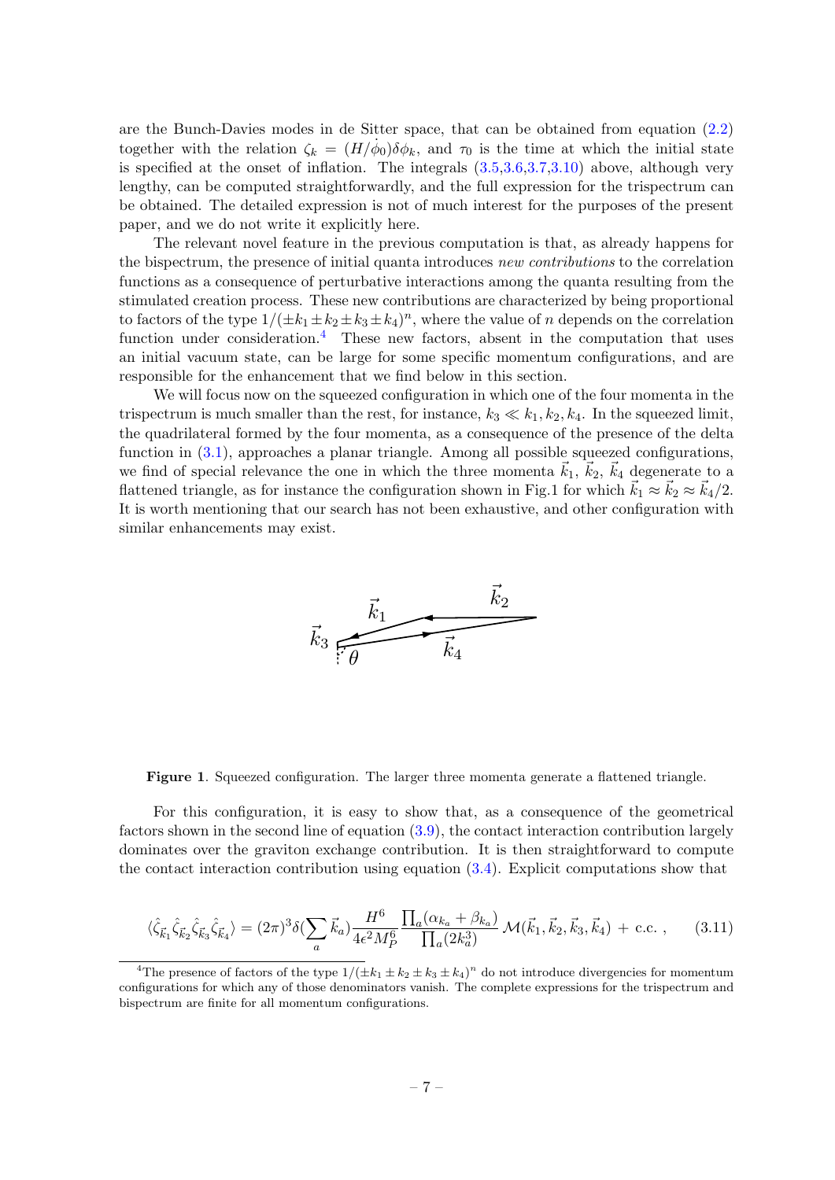are the Bunch-Davies modes in de Sitter space, that can be obtained from equation (2.2) together with the relation $\zeta_k = (H/\dot{\phi}_0)\delta\phi_k$, and $\tau_0$ is the time at which the initial state is specified at the onset of inflation. The integrals (3.5,3.6,3.7,3.10) above, although very lengthy, can be computed straightforwardly, and the full expression for the trispectrum can be obtained. The detailed expression is not of much interest for the purposes of the present paper, and we do not write it explicitly here.

The relevant novel feature in the previous computation is that, as already happens for the bispectrum, the presence of initial quanta introduces *new contributions* to the correlation functions as a consequence of perturbative interactions among the quanta resulting from the stimulated creation process. These new contributions are characterized by being proportional to factors of the type $1/(\pm k_1 \pm k_2 \pm k_3 \pm k_4)^n$, where the value of $n$ depends on the correlation function under consideration.[4] These new factors, absent in the computation that uses an initial vacuum state, can be large for some specific momentum configurations, and are responsible for the enhancement that we find below in this section.

We will focus now on the squeezed configuration in which one of the four momenta in the trispectrum is much smaller than the rest, for instance, $k_3 \ll k_1, k_2, k_4$. In the squeezed limit, the quadrilateral formed by the four momenta, as a consequence of the presence of the delta function in (3.1), approaches a planar triangle. Among all possible squeezed configurations, we find of special relevance the one in which the three momenta $\vec{k}_1$, $\vec{k}_2$, $\vec{k}_4$ degenerate to a flattened triangle, as for instance the configuration shown in Fig.1 for which $\vec{k}_1 \approx \vec{k}_2 \approx \vec{k}_4/2$. It is worth mentioning that our search has not been exhaustive, and other configuration with similar enhancements may exist.

**Figure 1**. Squeezed configuration. The larger three momenta generate a flattened triangle.

For this configuration, it is easy to show that, as a consequence of the geometrical factors shown in the second line of equation (3.9), the contact interaction contribution largely dominates over the graviton exchange contribution. It is then straightforward to compute the contact interaction contribution using equation (3.4). Explicit computations show that

$$\langle \hat{\zeta}_{\vec{k}_1} \hat{\zeta}_{\vec{k}_2} \hat{\zeta}_{\vec{k}_3} \hat{\zeta}_{\vec{k}_4} \rangle = (2\pi)^3 \delta(\sum_a \vec{k}_a) \frac{H^6}{4\epsilon^2 M_P^6} \frac{\prod_a (\alpha_{k_a} + \beta_{k_a})}{\prod_a (2k_a^3)} \mathcal{M}(\vec{k}_1, \vec{k}_2, \vec{k}_3, \vec{k}_4) + \text{c.c.} , \tag{3.11}$$

[4] The presence of factors of the type $1/(\pm k_1 \pm k_2 \pm k_3 \pm k_4)^n$ do not introduce divergencies for momentum configurations for which any of those denominators vanish. The complete expressions for the trispectrum and bispectrum are finite for all momentum configurations.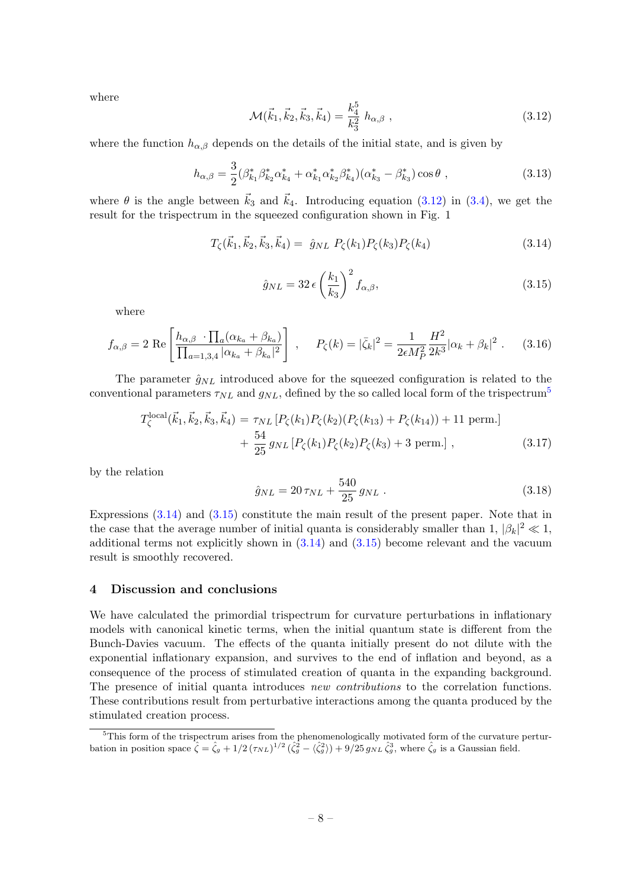where

$$
\mathcal{M}(\vec{k}_1, \vec{k}_2, \vec{k}_3, \vec{k}_4) = \frac{k_4^5}{k_3^2}\, h_{\alpha,\beta} \ , \tag{3.12}
$$

where the function $h_{\alpha,\beta}$ depends on the details of the initial state, and is given by

$$
h_{\alpha,\beta} = \frac{3}{2}(\beta^*_{k_1}\beta^*_{k_2}\alpha^*_{k_4} + \alpha^*_{k_1}\alpha^*_{k_2}\beta^*_{k_4})(\alpha^*_{k_3} - \beta^*_{k_3})\cos\theta \ , \tag{3.13}
$$

where $\theta$ is the angle between $\vec{k}_3$ and $\vec{k}_4$. Introducing equation (3.12) in (3.4), we get the result for the trispectrum in the squeezed configuration shown in Fig. 1

$$
T_\zeta(\vec{k}_1, \vec{k}_2, \vec{k}_3, \vec{k}_4) = \ \hat{g}_{NL}\ P_\zeta(k_1)P_\zeta(k_3)P_\zeta(k_4) \tag{3.14}
$$

$$
\hat{g}_{NL} = 32\,\epsilon \left(\frac{k_1}{k_3}\right)^2 f_{\alpha,\beta}, \tag{3.15}
$$

where

$$
f_{\alpha,\beta} = 2\ \mathrm{Re}\left[\frac{h_{\alpha,\beta}\ \cdot \prod_a(\alpha_{k_a}+\beta_{k_a})}{\prod_{a=1,3,4}|\alpha_{k_a}+\beta_{k_a}|^2}\right] \ , \qquad P_\zeta(k) = |\bar{\zeta}_k|^2 = \frac{1}{2\epsilon M_P^2}\frac{H^2}{2k^3}|\alpha_k+\beta_k|^2 \ . \tag{3.16}
$$

The parameter $\hat{g}_{NL}$ introduced above for the squeezed configuration is related to the conventional parameters $\tau_{NL}$ and $g_{NL}$, defined by the so called local form of the trispectrum[5]

$$
\begin{aligned}
T_\zeta^{\mathrm{local}}(\vec{k}_1, \vec{k}_2, \vec{k}_3, \vec{k}_4) = \ & \tau_{NL}\left[P_\zeta(k_1)P_\zeta(k_2)(P_\zeta(k_{13}) + P_\zeta(k_{14})) + 11\ \mathrm{perm.}\right] \\
& + \frac{54}{25}\, g_{NL}\left[P_\zeta(k_1)P_\zeta(k_2)P_\zeta(k_3) + 3\ \mathrm{perm.}\right] \ ,
\end{aligned} \tag{3.17}
$$

by the relation

$$
\hat{g}_{NL} = 20\,\tau_{NL} + \frac{540}{25}\, g_{NL} \ . \tag{3.18}
$$

Expressions (3.14) and (3.15) constitute the main result of the present paper. Note that in the case that the average number of initial quanta is considerably smaller than 1, $|\beta_k|^2 \ll 1$, additional terms not explicitly shown in (3.14) and (3.15) become relevant and the vacuum result is smoothly recovered.

## 4 Discussion and conclusions

We have calculated the primordial trispectrum for curvature perturbations in inflationary models with canonical kinetic terms, when the initial quantum state is different from the Bunch-Davies vacuum. The effects of the quanta initially present do not dilute with the exponential inflationary expansion, and survives to the end of inflation and beyond, as a consequence of the process of stimulated creation of quanta in the expanding background. The presence of initial quanta introduces *new contributions* to the correlation functions. These contributions result from perturbative interactions among the quanta produced by the stimulated creation process.

[5] This form of the trispectrum arises from the phenomenologically motivated form of the curvature perturbation in position space $\hat{\zeta} = \hat{\zeta}_g + 1/2\,(\tau_{NL})^{1/2}\,(\hat{\zeta}_g^2 - \langle\hat{\zeta}_g^2\rangle) + 9/25\, g_{NL}\,\hat{\zeta}_g^3$, where $\hat{\zeta}_g$ is a Gaussian field.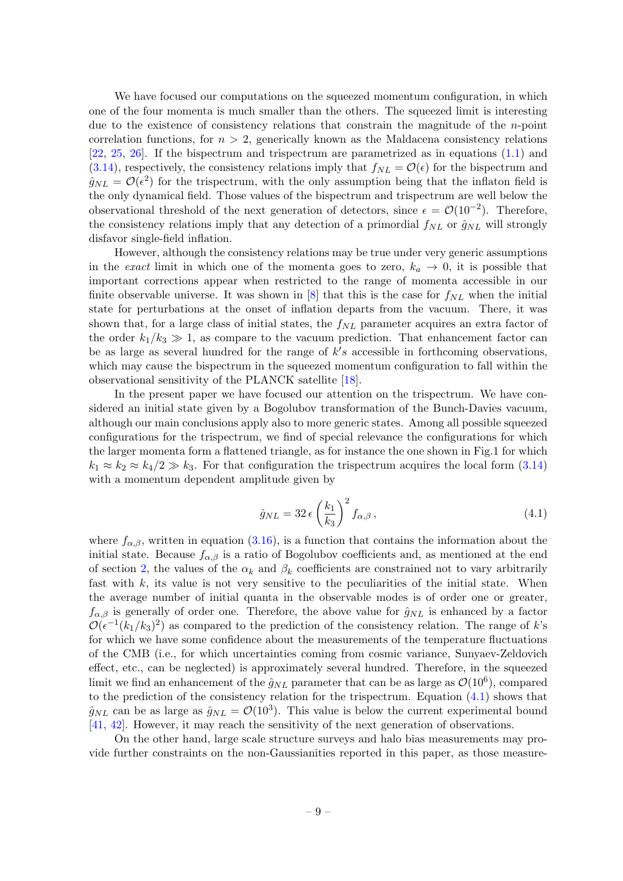We have focused our computations on the squeezed momentum configuration, in which one of the four momenta is much smaller than the others. The squeezed limit is interesting due to the existence of consistency relations that constrain the magnitude of the $n$-point correlation functions, for $n > 2$, generically known as the Maldacena consistency relations [22, 25, 26]. If the bispectrum and trispectrum are parametrized as in equations (1.1) and (3.14), respectively, the consistency relations imply that $f_{NL} = \mathcal{O}(\epsilon)$ for the bispectrum and $\hat{g}_{NL} = \mathcal{O}(\epsilon^2)$ for the trispectrum, with the only assumption being that the inflaton field is the only dynamical field. Those values of the bispectrum and trispectrum are well below the observational threshold of the next generation of detectors, since $\epsilon = \mathcal{O}(10^{-2})$. Therefore, the consistency relations imply that any detection of a primordial $f_{NL}$ or $\hat{g}_{NL}$ will strongly disfavor single-field inflation.

However, although the consistency relations may be true under very generic assumptions in the *exact* limit in which one of the momenta goes to zero, $k_a \to 0$, it is possible that important corrections appear when restricted to the range of momenta accessible in our finite observable universe. It was shown in [8] that this is the case for $f_{NL}$ when the initial state for perturbations at the onset of inflation departs from the vacuum. There, it was shown that, for a large class of initial states, the $f_{NL}$ parameter acquires an extra factor of the order $k_1/k_3 \gg 1$, as compare to the vacuum prediction. That enhancement factor can be as large as several hundred for the range of $k'$s accessible in forthcoming observations, which may cause the bispectrum in the squeezed momentum configuration to fall within the observational sensitivity of the PLANCK satellite [18].

In the present paper we have focused our attention on the trispectrum. We have considered an initial state given by a Bogolubov transformation of the Bunch-Davies vacuum, although our main conclusions apply also to more generic states. Among all possible squeezed configurations for the trispectrum, we find of special relevance the configurations for which the larger momenta form a flattened triangle, as for instance the one shown in Fig.1 for which $k_1 \approx k_2 \approx k_4/2 \gg k_3$. For that configuration the trispectrum acquires the local form (3.14) with a momentum dependent amplitude given by

$$\hat{g}_{NL} = 32\,\epsilon \left(\frac{k_1}{k_3}\right)^2 f_{\alpha,\beta}\,, \tag{4.1}$$

where $f_{\alpha,\beta}$, written in equation (3.16), is a function that contains the information about the initial state. Because $f_{\alpha,\beta}$ is a ratio of Bogolubov coefficients and, as mentioned at the end of section 2, the values of the $\alpha_k$ and $\beta_k$ coefficients are constrained not to vary arbitrarily fast with $k$, its value is not very sensitive to the peculiarities of the initial state. When the average number of initial quanta in the observable modes is of order one or greater, $f_{\alpha,\beta}$ is generally of order one. Therefore, the above value for $\hat{g}_{NL}$ is enhanced by a factor $\mathcal{O}(\epsilon^{-1}(k_1/k_3)^2)$ as compared to the prediction of the consistency relation. The range of $k$'s for which we have some confidence about the measurements of the temperature fluctuations of the CMB (i.e., for which uncertainties coming from cosmic variance, Sunyaev-Zeldovich effect, etc., can be neglected) is approximately several hundred. Therefore, in the squeezed limit we find an enhancement of the $\hat{g}_{NL}$ parameter that can be as large as $\mathcal{O}(10^6)$, compared to the prediction of the consistency relation for the trispectrum. Equation (4.1) shows that $\hat{g}_{NL}$ can be as large as $\hat{g}_{NL} = \mathcal{O}(10^3)$. This value is below the current experimental bound [41, 42]. However, it may reach the sensitivity of the next generation of observations.

On the other hand, large scale structure surveys and halo bias measurements may provide further constraints on the non-Gaussianities reported in this paper, as those measure-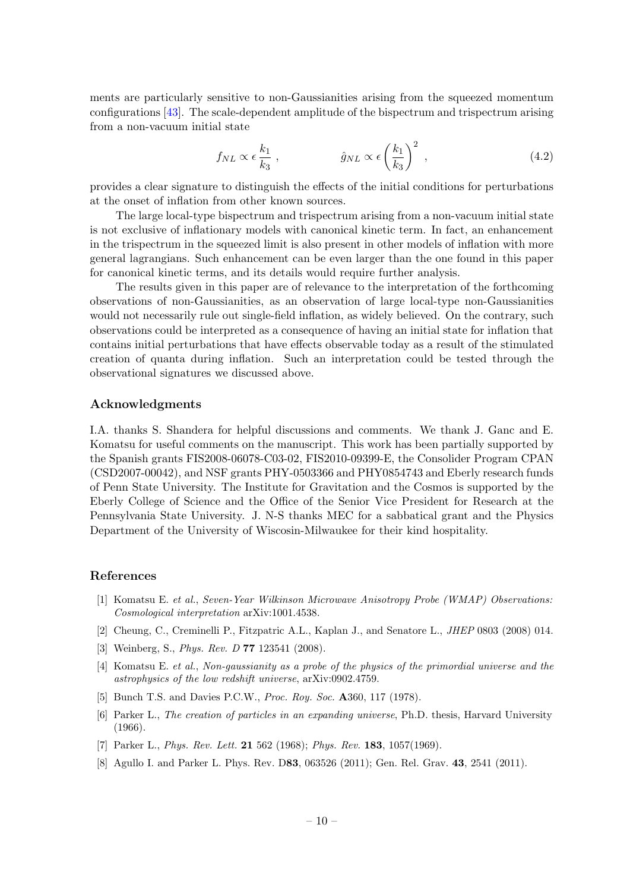ments are particularly sensitive to non-Gaussianities arising from the squeezed momentum configurations [43]. The scale-dependent amplitude of the bispectrum and trispectrum arising from a non-vacuum initial state

$$f_{NL} \propto \epsilon \frac{k_1}{k_3} \, , \qquad\qquad \hat{g}_{NL} \propto \epsilon \left(\frac{k_1}{k_3}\right)^2 \, , \tag{4.2}$$

provides a clear signature to distinguish the effects of the initial conditions for perturbations at the onset of inflation from other known sources.

The large local-type bispectrum and trispectrum arising from a non-vacuum initial state is not exclusive of inflationary models with canonical kinetic term. In fact, an enhancement in the trispectrum in the squeezed limit is also present in other models of inflation with more general lagrangians. Such enhancement can be even larger than the one found in this paper for canonical kinetic terms, and its details would require further analysis.

The results given in this paper are of relevance to the interpretation of the forthcoming observations of non-Gaussianities, as an observation of large local-type non-Gaussianities would not necessarily rule out single-field inflation, as widely believed. On the contrary, such observations could be interpreted as a consequence of having an initial state for inflation that contains initial perturbations that have effects observable today as a result of the stimulated creation of quanta during inflation. Such an interpretation could be tested through the observational signatures we discussed above.

## Acknowledgments

I.A. thanks S. Shandera for helpful discussions and comments. We thank J. Ganc and E. Komatsu for useful comments on the manuscript. This work has been partially supported by the Spanish grants FIS2008-06078-C03-02, FIS2010-09399-E, the Consolider Program CPAN (CSD2007-00042), and NSF grants PHY-0503366 and PHY0854743 and Eberly research funds of Penn State University. The Institute for Gravitation and the Cosmos is supported by the Eberly College of Science and the Office of the Senior Vice President for Research at the Pennsylvania State University. J. N-S thanks MEC for a sabbatical grant and the Physics Department of the University of Wiscosin-Milwaukee for their kind hospitality.

## References

[1] Komatsu E. *et al.*, *Seven-Year Wilkinson Microwave Anisotropy Probe (WMAP) Observations: Cosmological interpretation* arXiv:1001.4538.

[2] Cheung, C., Creminelli P., Fitzpatric A.L., Kaplan J., and Senatore L., *JHEP* 0803 (2008) 014.

[3] Weinberg, S., *Phys. Rev. D* **77** 123541 (2008).

[4] Komatsu E. *et al.*, *Non-gaussianity as a probe of the physics of the primordial universe and the astrophysics of the low redshift universe*, arXiv:0902.4759.

[5] Bunch T.S. and Davies P.C.W., *Proc. Roy. Soc.* **A**360, 117 (1978).

[6] Parker L., *The creation of particles in an expanding universe*, Ph.D. thesis, Harvard University (1966).

[7] Parker L., *Phys. Rev. Lett.* **21** 562 (1968); *Phys. Rev.* **183**, 1057(1969).

[8] Agullo I. and Parker L. Phys. Rev. D**83**, 063526 (2011); Gen. Rel. Grav. **43**, 2541 (2011).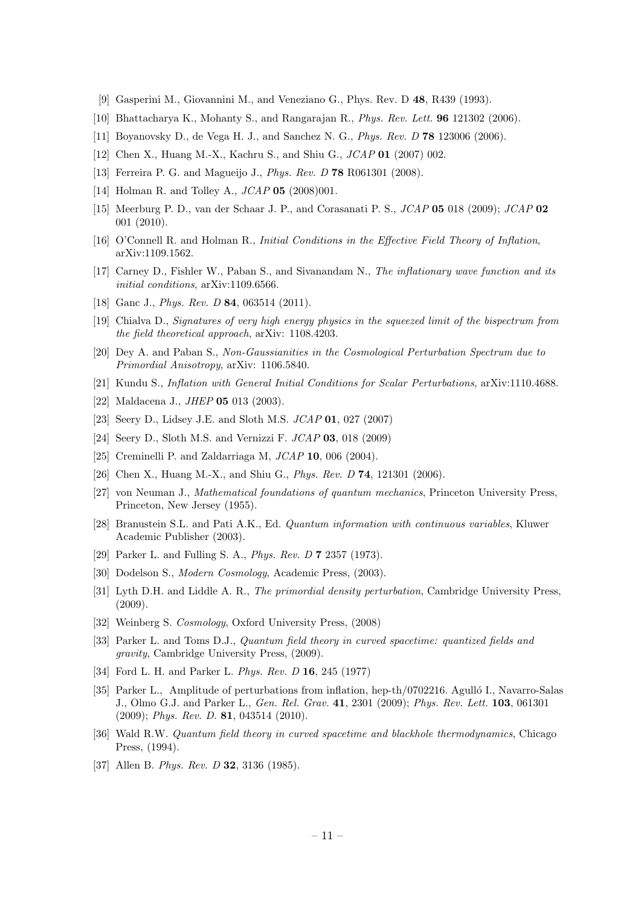[9] Gasperini M., Giovannini M., and Veneziano G., Phys. Rev. D **48**, R439 (1993).

[10] Bhattacharya K., Mohanty S., and Rangarajan R., *Phys. Rev. Lett.* **96** 121302 (2006).

[11] Boyanovsky D., de Vega H. J., and Sanchez N. G., *Phys. Rev. D* **78** 123006 (2006).

[12] Chen X., Huang M.-X., Kachru S., and Shiu G., *JCAP* **01** (2007) 002.

[13] Ferreira P. G. and Magueijo J., *Phys. Rev. D* **78** R061301 (2008).

[14] Holman R. and Tolley A., *JCAP* **05** (2008)001.

[15] Meerburg P. D., van der Schaar J. P., and Corasanati P. S., *JCAP* **05** 018 (2009); *JCAP* **02** 001 (2010).

[16] O'Connell R. and Holman R., *Initial Conditions in the Effective Field Theory of Inflation*, arXiv:1109.1562.

[17] Carney D., Fishler W., Paban S., and Sivanandam N., *The inflationary wave function and its initial conditions*, arXiv:1109.6566.

[18] Ganc J., *Phys. Rev. D* **84**, 063514 (2011).

[19] Chialva D., *Signatures of very high energy physics in the squeezed limit of the bispectrum from the field theoretical approach*, arXiv: 1108.4203.

[20] Dey A. and Paban S., *Non-Gaussianities in the Cosmological Perturbation Spectrum due to Primordial Anisotropy*, arXiv: 1106.5840.

[21] Kundu S., *Inflation with General Initial Conditions for Scalar Perturbations*, arXiv:1110.4688.

[22] Maldacena J., *JHEP* **05** 013 (2003).

[23] Seery D., Lidsey J.E. and Sloth M.S. *JCAP* **01**, 027 (2007)

[24] Seery D., Sloth M.S. and Vernizzi F. *JCAP* **03**, 018 (2009)

[25] Creminelli P. and Zaldarriaga M, *JCAP* **10**, 006 (2004).

[26] Chen X., Huang M.-X., and Shiu G., *Phys. Rev. D* **74**, 121301 (2006).

[27] von Neuman J., *Mathematical foundations of quantum mechanics*, Princeton University Press, Princeton, New Jersey (1955).

[28] Branustein S.L. and Pati A.K., Ed. *Quantum information with continuous variables*, Kluwer Academic Publisher (2003).

[29] Parker L. and Fulling S. A., *Phys. Rev. D* **7** 2357 (1973).

[30] Dodelson S., *Modern Cosmology*, Academic Press, (2003).

[31] Lyth D.H. and Liddle A. R., *The primordial density perturbation*, Cambridge University Press, (2009).

[32] Weinberg S. *Cosmology*, Oxford University Press, (2008)

[33] Parker L. and Toms D.J., *Quantum field theory in curved spacetime: quantized fields and gravity*, Cambridge University Press, (2009).

[34] Ford L. H. and Parker L. *Phys. Rev. D* **16**, 245 (1977)

[35] Parker L., Amplitude of perturbations from inflation, hep-th/0702216. Agulló I., Navarro-Salas J., Olmo G.J. and Parker L., *Gen. Rel. Grav.* **41**, 2301 (2009); *Phys. Rev. Lett.* **103**, 061301 (2009); *Phys. Rev. D.* **81**, 043514 (2010).

[36] Wald R.W. *Quantum field theory in curved spacetime and blackhole thermodynamics*, Chicago Press, (1994).

[37] Allen B. *Phys. Rev. D* **32**, 3136 (1985).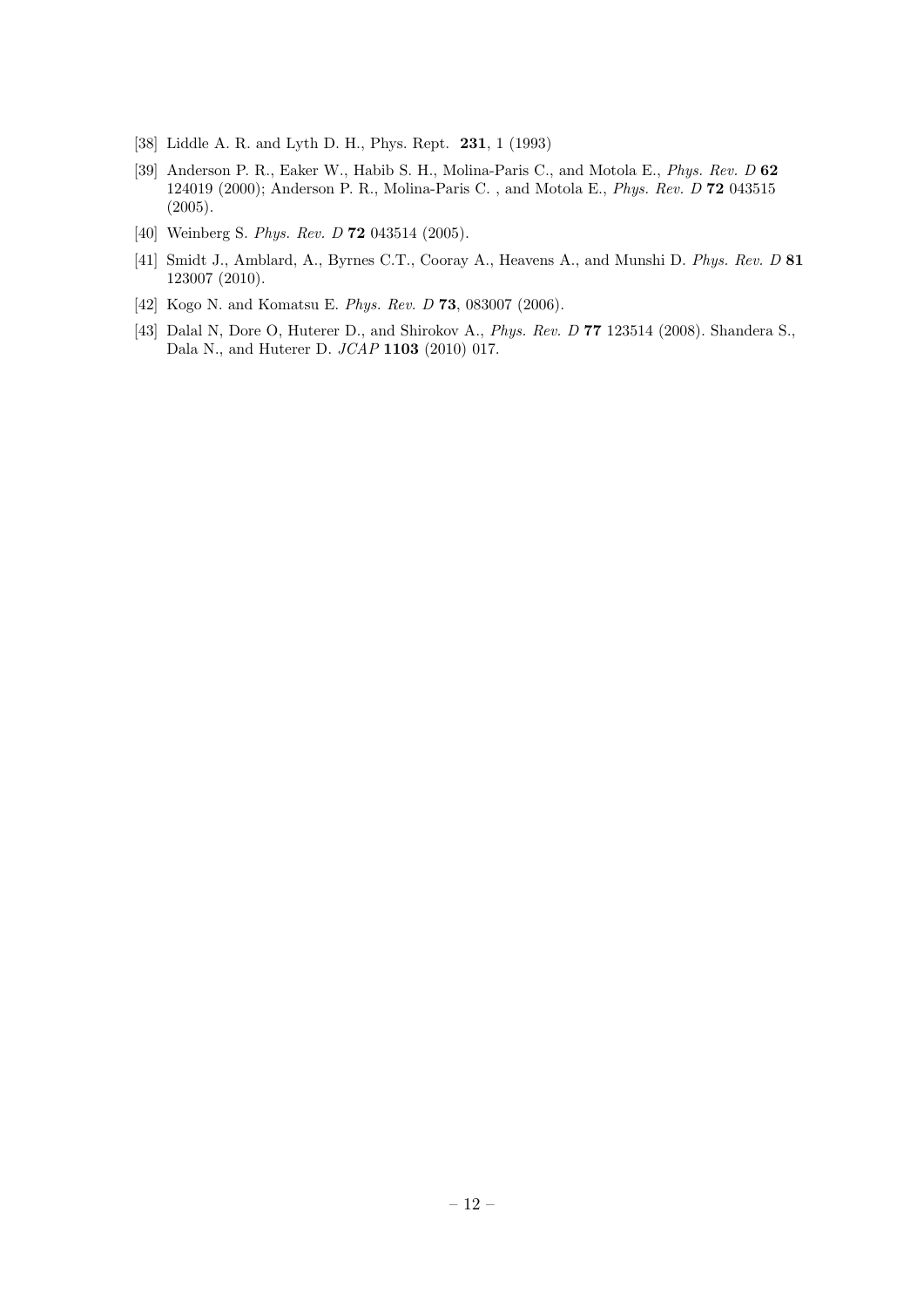[38] Liddle A. R. and Lyth D. H., Phys. Rept. **231**, 1 (1993)

[39] Anderson P. R., Eaker W., Habib S. H., Molina-Paris C., and Motola E., *Phys. Rev. D* **62** 124019 (2000); Anderson P. R., Molina-Paris C. , and Motola E., *Phys. Rev. D* **72** 043515 (2005).

[40] Weinberg S. *Phys. Rev. D* **72** 043514 (2005).

[41] Smidt J., Amblard, A., Byrnes C.T., Cooray A., Heavens A., and Munshi D. *Phys. Rev. D* **81** 123007 (2010).

[42] Kogo N. and Komatsu E. *Phys. Rev. D* **73**, 083007 (2006).

[43] Dalal N, Dore O, Huterer D., and Shirokov A., *Phys. Rev. D* **77** 123514 (2008). Shandera S., Dala N., and Huterer D. *JCAP* **1103** (2010) 017.